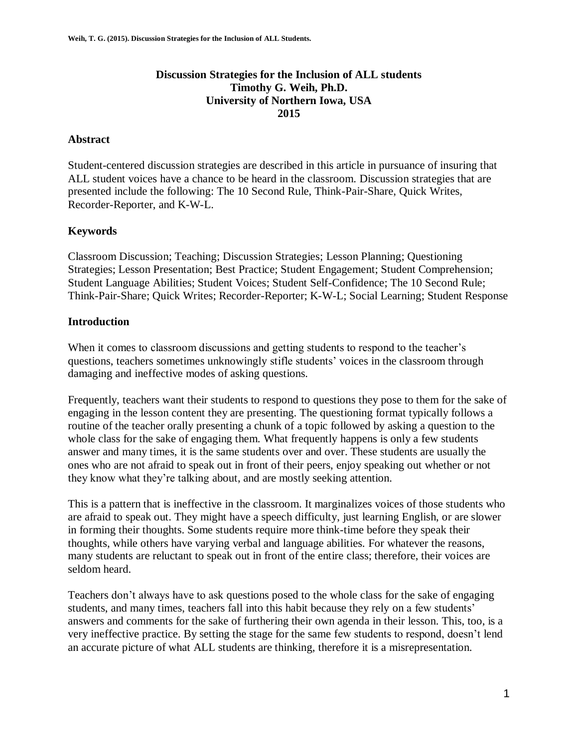# Discussion Strategies for the Inclusion of ALL students

**Timothy G. Weih, Ph.D.**
**University of Northern Iowa, USA**
**2015**

## Abstract

Student-centered discussion strategies are described in this article in pursuance of insuring that ALL student voices have a chance to be heard in the classroom. Discussion strategies that are presented include the following: The 10 Second Rule, Think-Pair-Share, Quick Writes, Recorder-Reporter, and K-W-L.

## Keywords

Classroom Discussion; Teaching; Discussion Strategies; Lesson Planning; Questioning Strategies; Lesson Presentation; Best Practice; Student Engagement; Student Comprehension; Student Language Abilities; Student Voices; Student Self-Confidence; The 10 Second Rule; Think-Pair-Share; Quick Writes; Recorder-Reporter; K-W-L; Social Learning; Student Response

## Introduction

When it comes to classroom discussions and getting students to respond to the teacher's questions, teachers sometimes unknowingly stifle students' voices in the classroom through damaging and ineffective modes of asking questions.

Frequently, teachers want their students to respond to questions they pose to them for the sake of engaging in the lesson content they are presenting. The questioning format typically follows a routine of the teacher orally presenting a chunk of a topic followed by asking a question to the whole class for the sake of engaging them. What frequently happens is only a few students answer and many times, it is the same students over and over. These students are usually the ones who are not afraid to speak out in front of their peers, enjoy speaking out whether or not they know what they're talking about, and are mostly seeking attention.

This is a pattern that is ineffective in the classroom. It marginalizes voices of those students who are afraid to speak out. They might have a speech difficulty, just learning English, or are slower in forming their thoughts. Some students require more think-time before they speak their thoughts, while others have varying verbal and language abilities. For whatever the reasons, many students are reluctant to speak out in front of the entire class; therefore, their voices are seldom heard.

Teachers don't always have to ask questions posed to the whole class for the sake of engaging students, and many times, teachers fall into this habit because they rely on a few students' answers and comments for the sake of furthering their own agenda in their lesson. This, too, is a very ineffective practice. By setting the stage for the same few students to respond, doesn't lend an accurate picture of what ALL students are thinking, therefore it is a misrepresentation.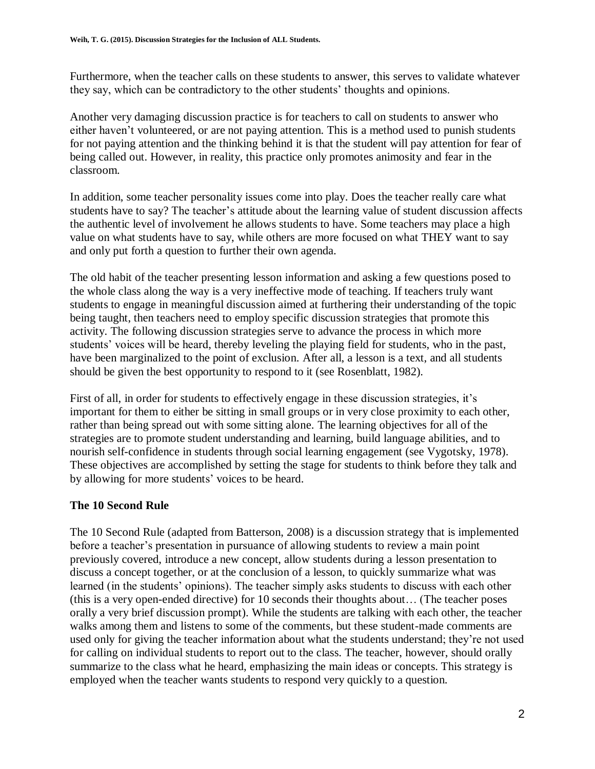Furthermore, when the teacher calls on these students to answer, this serves to validate whatever they say, which can be contradictory to the other students' thoughts and opinions.

Another very damaging discussion practice is for teachers to call on students to answer who either haven't volunteered, or are not paying attention. This is a method used to punish students for not paying attention and the thinking behind it is that the student will pay attention for fear of being called out. However, in reality, this practice only promotes animosity and fear in the classroom.

In addition, some teacher personality issues come into play. Does the teacher really care what students have to say? The teacher's attitude about the learning value of student discussion affects the authentic level of involvement he allows students to have. Some teachers may place a high value on what students have to say, while others are more focused on what THEY want to say and only put forth a question to further their own agenda.

The old habit of the teacher presenting lesson information and asking a few questions posed to the whole class along the way is a very ineffective mode of teaching. If teachers truly want students to engage in meaningful discussion aimed at furthering their understanding of the topic being taught, then teachers need to employ specific discussion strategies that promote this activity. The following discussion strategies serve to advance the process in which more students' voices will be heard, thereby leveling the playing field for students, who in the past, have been marginalized to the point of exclusion. After all, a lesson is a text, and all students should be given the best opportunity to respond to it (see Rosenblatt, 1982).

First of all, in order for students to effectively engage in these discussion strategies, it's important for them to either be sitting in small groups or in very close proximity to each other, rather than being spread out with some sitting alone. The learning objectives for all of the strategies are to promote student understanding and learning, build language abilities, and to nourish self-confidence in students through social learning engagement (see Vygotsky, 1978). These objectives are accomplished by setting the stage for students to think before they talk and by allowing for more students' voices to be heard.

## The 10 Second Rule

The 10 Second Rule (adapted from Batterson, 2008) is a discussion strategy that is implemented before a teacher's presentation in pursuance of allowing students to review a main point previously covered, introduce a new concept, allow students during a lesson presentation to discuss a concept together, or at the conclusion of a lesson, to quickly summarize what was learned (in the students' opinions). The teacher simply asks students to discuss with each other (this is a very open-ended directive) for 10 seconds their thoughts about… (The teacher poses orally a very brief discussion prompt). While the students are talking with each other, the teacher walks among them and listens to some of the comments, but these student-made comments are used only for giving the teacher information about what the students understand; they're not used for calling on individual students to report out to the class. The teacher, however, should orally summarize to the class what he heard, emphasizing the main ideas or concepts. This strategy is employed when the teacher wants students to respond very quickly to a question.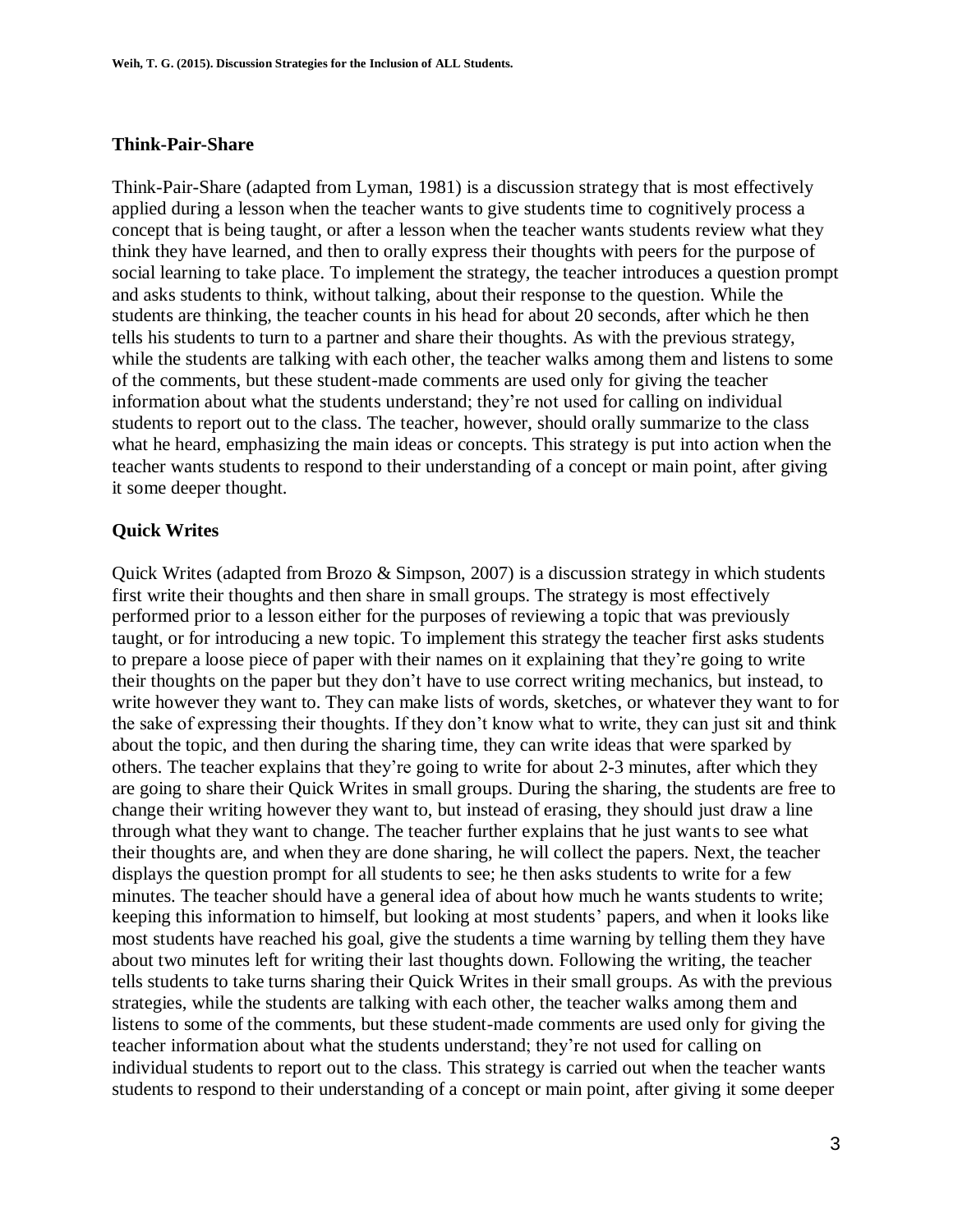### Think-Pair-Share

Think-Pair-Share (adapted from Lyman, 1981) is a discussion strategy that is most effectively applied during a lesson when the teacher wants to give students time to cognitively process a concept that is being taught, or after a lesson when the teacher wants students review what they think they have learned, and then to orally express their thoughts with peers for the purpose of social learning to take place. To implement the strategy, the teacher introduces a question prompt and asks students to think, without talking, about their response to the question. While the students are thinking, the teacher counts in his head for about 20 seconds, after which he then tells his students to turn to a partner and share their thoughts. As with the previous strategy, while the students are talking with each other, the teacher walks among them and listens to some of the comments, but these student-made comments are used only for giving the teacher information about what the students understand; they're not used for calling on individual students to report out to the class. The teacher, however, should orally summarize to the class what he heard, emphasizing the main ideas or concepts. This strategy is put into action when the teacher wants students to respond to their understanding of a concept or main point, after giving it some deeper thought.

### Quick Writes

Quick Writes (adapted from Brozo & Simpson, 2007) is a discussion strategy in which students first write their thoughts and then share in small groups. The strategy is most effectively performed prior to a lesson either for the purposes of reviewing a topic that was previously taught, or for introducing a new topic. To implement this strategy the teacher first asks students to prepare a loose piece of paper with their names on it explaining that they're going to write their thoughts on the paper but they don't have to use correct writing mechanics, but instead, to write however they want to. They can make lists of words, sketches, or whatever they want to for the sake of expressing their thoughts. If they don't know what to write, they can just sit and think about the topic, and then during the sharing time, they can write ideas that were sparked by others. The teacher explains that they're going to write for about 2-3 minutes, after which they are going to share their Quick Writes in small groups. During the sharing, the students are free to change their writing however they want to, but instead of erasing, they should just draw a line through what they want to change. The teacher further explains that he just wants to see what their thoughts are, and when they are done sharing, he will collect the papers. Next, the teacher displays the question prompt for all students to see; he then asks students to write for a few minutes. The teacher should have a general idea of about how much he wants students to write; keeping this information to himself, but looking at most students' papers, and when it looks like most students have reached his goal, give the students a time warning by telling them they have about two minutes left for writing their last thoughts down. Following the writing, the teacher tells students to take turns sharing their Quick Writes in their small groups. As with the previous strategies, while the students are talking with each other, the teacher walks among them and listens to some of the comments, but these student-made comments are used only for giving the teacher information about what the students understand; they're not used for calling on individual students to report out to the class. This strategy is carried out when the teacher wants students to respond to their understanding of a concept or main point, after giving it some deeper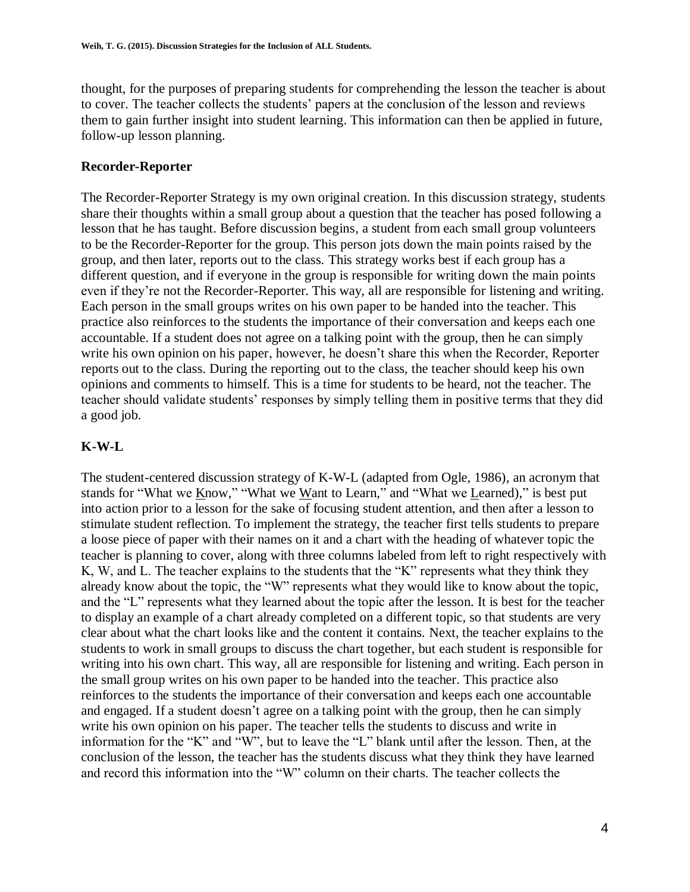thought, for the purposes of preparing students for comprehending the lesson the teacher is about to cover. The teacher collects the students' papers at the conclusion of the lesson and reviews them to gain further insight into student learning. This information can then be applied in future, follow-up lesson planning.

## Recorder-Reporter

The Recorder-Reporter Strategy is my own original creation. In this discussion strategy, students share their thoughts within a small group about a question that the teacher has posed following a lesson that he has taught. Before discussion begins, a student from each small group volunteers to be the Recorder-Reporter for the group. This person jots down the main points raised by the group, and then later, reports out to the class. This strategy works best if each group has a different question, and if everyone in the group is responsible for writing down the main points even if they're not the Recorder-Reporter. This way, all are responsible for listening and writing. Each person in the small groups writes on his own paper to be handed into the teacher. This practice also reinforces to the students the importance of their conversation and keeps each one accountable. If a student does not agree on a talking point with the group, then he can simply write his own opinion on his paper, however, he doesn't share this when the Recorder, Reporter reports out to the class. During the reporting out to the class, the teacher should keep his own opinions and comments to himself. This is a time for students to be heard, not the teacher. The teacher should validate students' responses by simply telling them in positive terms that they did a good job.

## K-W-L

The student-centered discussion strategy of K-W-L (adapted from Ogle, 1986), an acronym that stands for "What we Know," "What we Want to Learn," and "What we Learned)," is best put into action prior to a lesson for the sake of focusing student attention, and then after a lesson to stimulate student reflection. To implement the strategy, the teacher first tells students to prepare a loose piece of paper with their names on it and a chart with the heading of whatever topic the teacher is planning to cover, along with three columns labeled from left to right respectively with K, W, and L. The teacher explains to the students that the "K" represents what they think they already know about the topic, the "W" represents what they would like to know about the topic, and the "L" represents what they learned about the topic after the lesson. It is best for the teacher to display an example of a chart already completed on a different topic, so that students are very clear about what the chart looks like and the content it contains. Next, the teacher explains to the students to work in small groups to discuss the chart together, but each student is responsible for writing into his own chart. This way, all are responsible for listening and writing. Each person in the small group writes on his own paper to be handed into the teacher. This practice also reinforces to the students the importance of their conversation and keeps each one accountable and engaged. If a student doesn't agree on a talking point with the group, then he can simply write his own opinion on his paper. The teacher tells the students to discuss and write in information for the "K" and "W", but to leave the "L" blank until after the lesson. Then, at the conclusion of the lesson, the teacher has the students discuss what they think they have learned and record this information into the "W" column on their charts. The teacher collects the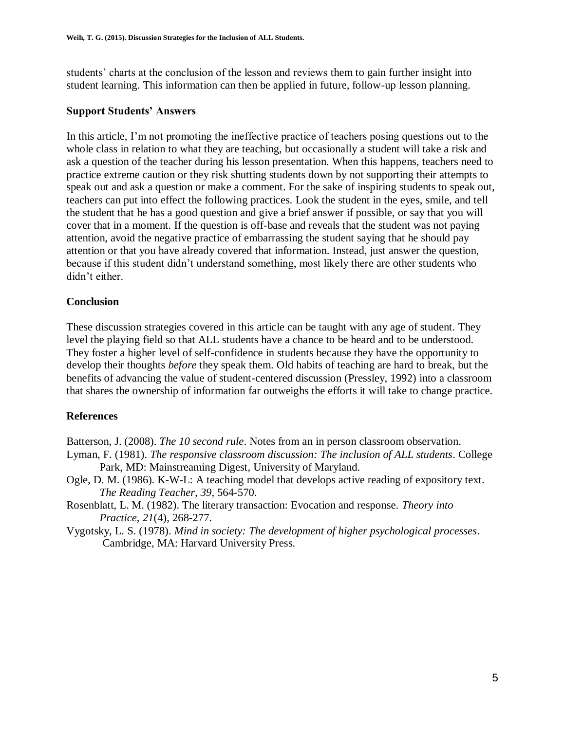students' charts at the conclusion of the lesson and reviews them to gain further insight into student learning. This information can then be applied in future, follow-up lesson planning.

### Support Students' Answers

In this article, I'm not promoting the ineffective practice of teachers posing questions out to the whole class in relation to what they are teaching, but occasionally a student will take a risk and ask a question of the teacher during his lesson presentation. When this happens, teachers need to practice extreme caution or they risk shutting students down by not supporting their attempts to speak out and ask a question or make a comment. For the sake of inspiring students to speak out, teachers can put into effect the following practices. Look the student in the eyes, smile, and tell the student that he has a good question and give a brief answer if possible, or say that you will cover that in a moment. If the question is off-base and reveals that the student was not paying attention, avoid the negative practice of embarrassing the student saying that he should pay attention or that you have already covered that information. Instead, just answer the question, because if this student didn't understand something, most likely there are other students who didn't either.

### Conclusion

These discussion strategies covered in this article can be taught with any age of student. They level the playing field so that ALL students have a chance to be heard and to be understood. They foster a higher level of self-confidence in students because they have the opportunity to develop their thoughts *before* they speak them. Old habits of teaching are hard to break, but the benefits of advancing the value of student-centered discussion (Pressley, 1992) into a classroom that shares the ownership of information far outweighs the efforts it will take to change practice.

### References

Batterson, J. (2008). *The 10 second rule*. Notes from an in person classroom observation.

Lyman, F. (1981). *The responsive classroom discussion: The inclusion of ALL students*. College Park, MD: Mainstreaming Digest, University of Maryland.

Ogle, D. M. (1986). K-W-L: A teaching model that develops active reading of expository text. *The Reading Teacher, 39*, 564-570.

Rosenblatt, L. M. (1982). The literary transaction: Evocation and response. *Theory into Practice, 21*(4), 268-277.

Vygotsky, L. S. (1978). *Mind in society: The development of higher psychological processes*. Cambridge, MA: Harvard University Press.